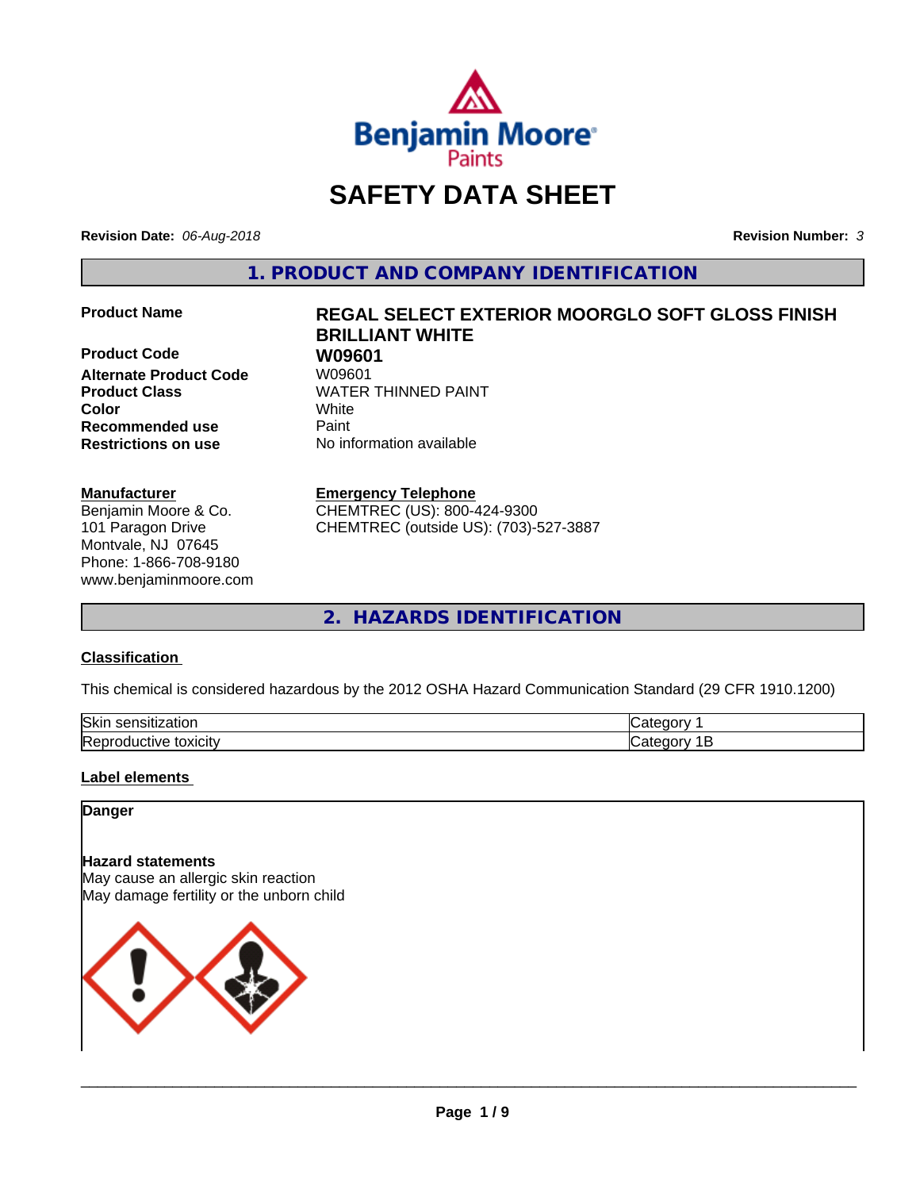# SAFETY DATA SHEET

**Revision Date:** *06-Aug-2018* **Revision Number:** *3*

## 1. PRODUCT AND COMPANY IDENTIFICATION

| | |
|---|---|
| **Product Name** | **REGAL SELECT EXTERIOR MOORGLO SOFT GLOSS FINISH BRILLIANT WHITE** |
| **Product Code** | **W09601** |
| **Alternate Product Code** | W09601 |
| **Product Class** | WATER THINNED PAINT |
| **Color** | White |
| **Recommended use** | Paint |
| **Restrictions on use** | No information available |

**Manufacturer**
Benjamin Moore & Co.
101 Paragon Drive
Montvale, NJ 07645
Phone: 1-866-708-9180
www.benjaminmoore.com

**Emergency Telephone**
CHEMTREC (US): 800-424-9300
CHEMTREC (outside US): (703)-527-3887

## 2. HAZARDS IDENTIFICATION

### Classification

This chemical is considered hazardous by the 2012 OSHA Hazard Communication Standard (29 CFR 1910.1200)

| | |
|---|---|
| Skin sensitization | Category 1 |
| Reproductive toxicity | Category 1B |

### Label elements

**Danger**

**Hazard statements**
May cause an allergic skin reaction
May damage fertility or the unborn child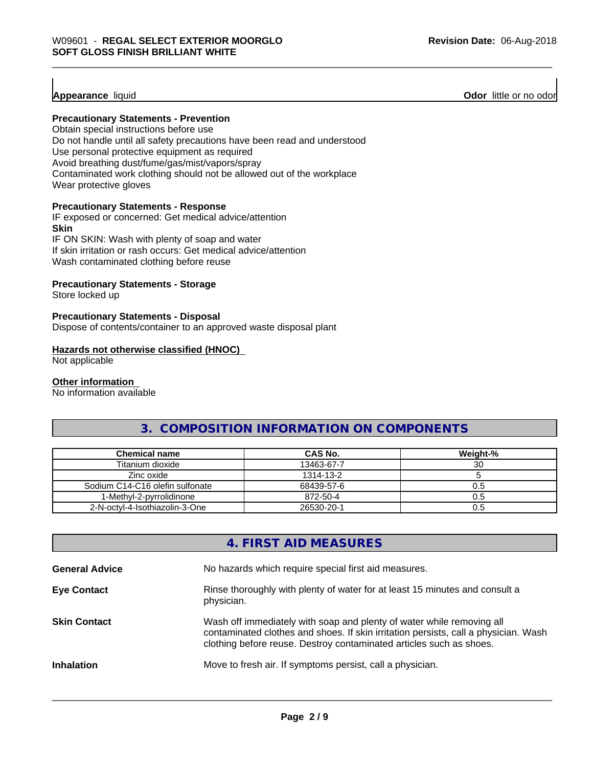**Appearance** liquid **Odor** little or no odor

**Precautionary Statements - Prevention**

Obtain special instructions before use
Do not handle until all safety precautions have been read and understood
Use personal protective equipment as required
Avoid breathing dust/fume/gas/mist/vapors/spray
Contaminated work clothing should not be allowed out of the workplace
Wear protective gloves

**Precautionary Statements - Response**

IF exposed or concerned: Get medical advice/attention

**Skin**

IF ON SKIN: Wash with plenty of soap and water
If skin irritation or rash occurs: Get medical advice/attention
Wash contaminated clothing before reuse

**Precautionary Statements - Storage**

Store locked up

**Precautionary Statements - Disposal**

Dispose of contents/container to an approved waste disposal plant

**Hazards not otherwise classified (HNOC)**

Not applicable

**Other information**

No information available

## 3. COMPOSITION INFORMATION ON COMPONENTS

| Chemical name | CAS No. | Weight-% |
|---|---|---|
| Titanium dioxide | 13463-67-7 | 30 |
| Zinc oxide | 1314-13-2 | 5 |
| Sodium C14-C16 olefin sulfonate | 68439-57-6 | 0.5 |
| 1-Methyl-2-pyrrolidinone | 872-50-4 | 0.5 |
| 2-N-octyl-4-Isothiazolin-3-One | 26530-20-1 | 0.5 |

## 4. FIRST AID MEASURES

**General Advice** No hazards which require special first aid measures.

**Eye Contact** Rinse thoroughly with plenty of water for at least 15 minutes and consult a physician.

**Skin Contact** Wash off immediately with soap and plenty of water while removing all contaminated clothes and shoes. If skin irritation persists, call a physician. Wash clothing before reuse. Destroy contaminated articles such as shoes.

**Inhalation** Move to fresh air. If symptoms persist, call a physician.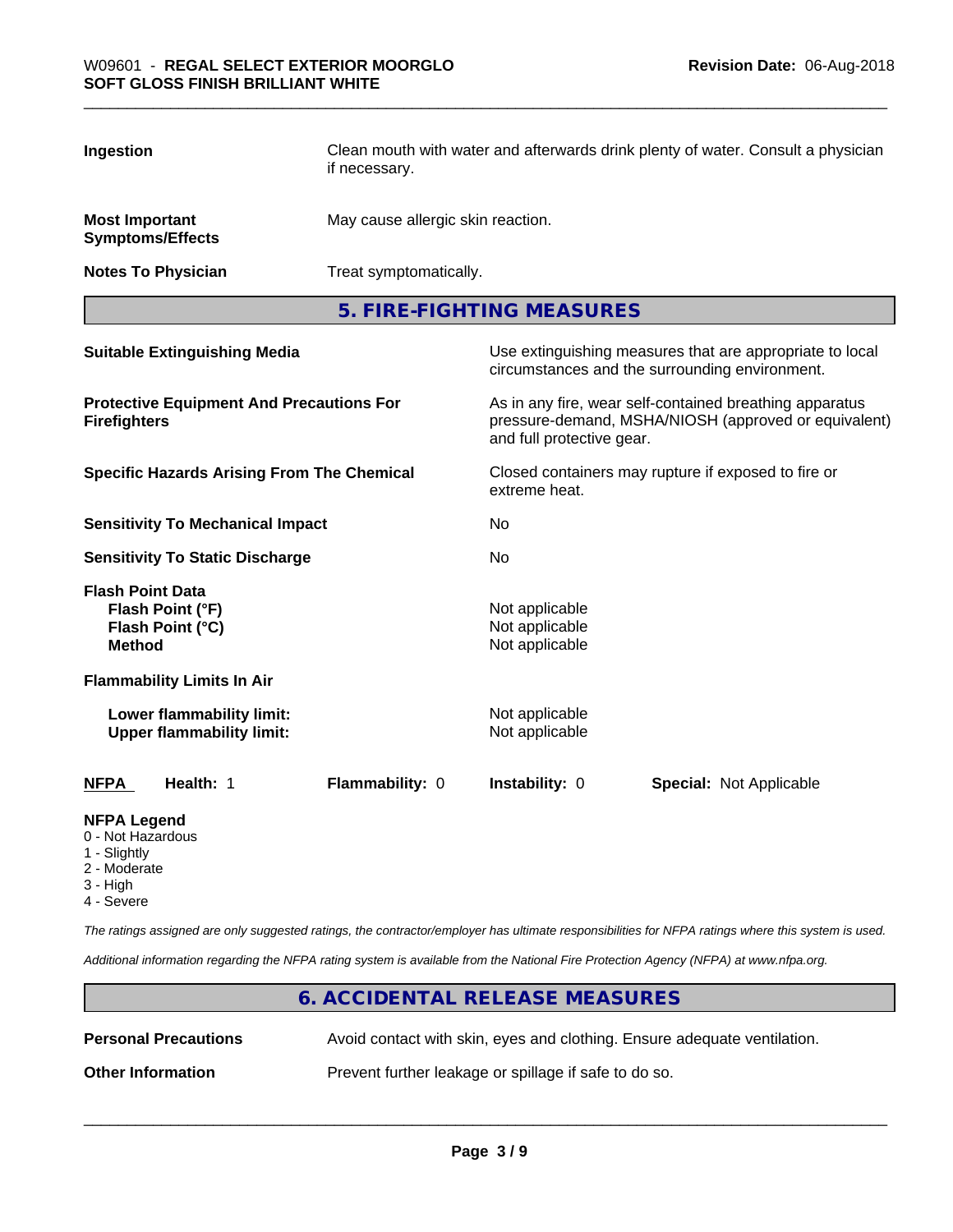**Ingestion** Clean mouth with water and afterwards drink plenty of water. Consult a physician if necessary.

**Most Important Symptoms/Effects** May cause allergic skin reaction.

**Notes To Physician** Treat symptomatically.

## 5. FIRE-FIGHTING MEASURES

**Suitable Extinguishing Media** Use extinguishing measures that are appropriate to local circumstances and the surrounding environment.

**Protective Equipment And Precautions For Firefighters** As in any fire, wear self-contained breathing apparatus pressure-demand, MSHA/NIOSH (approved or equivalent) and full protective gear.

**Specific Hazards Arising From The Chemical** Closed containers may rupture if exposed to fire or extreme heat.

**Sensitivity To Mechanical Impact** No

**Sensitivity To Static Discharge** No

**Flash Point Data**
**Flash Point (°F)** Not applicable
**Flash Point (°C)** Not applicable
**Method** Not applicable

**Flammability Limits In Air**

**Lower flammability limit:** Not applicable
**Upper flammability limit:** Not applicable

**NFPA** **Health:** 1 **Flammability:** 0 **Instability:** 0 **Special:** Not Applicable

**NFPA Legend**
0 - Not Hazardous
1 - Slightly
2 - Moderate
3 - High
4 - Severe

*The ratings assigned are only suggested ratings, the contractor/employer has ultimate responsibilities for NFPA ratings where this system is used.*

*Additional information regarding the NFPA rating system is available from the National Fire Protection Agency (NFPA) at www.nfpa.org.*

## 6. ACCIDENTAL RELEASE MEASURES

**Personal Precautions** Avoid contact with skin, eyes and clothing. Ensure adequate ventilation.

**Other Information** Prevent further leakage or spillage if safe to do so.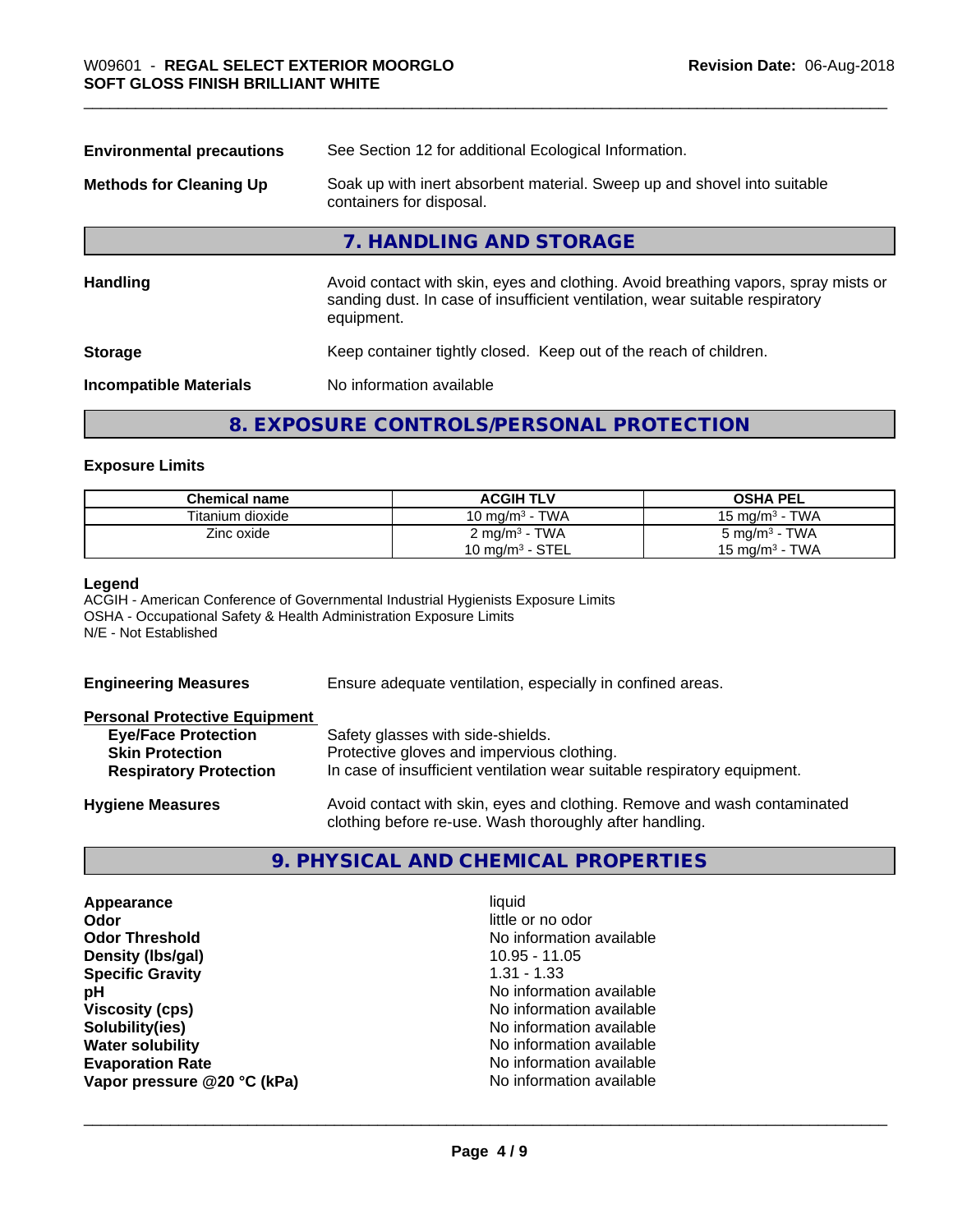| | |
|---|---|
| **Environmental precautions** | See Section 12 for additional Ecological Information. |
| **Methods for Cleaning Up** | Soak up with inert absorbent material. Sweep up and shovel into suitable containers for disposal. |

## 7. HANDLING AND STORAGE

| | |
|---|---|
| **Handling** | Avoid contact with skin, eyes and clothing. Avoid breathing vapors, spray mists or sanding dust. In case of insufficient ventilation, wear suitable respiratory equipment. |
| **Storage** | Keep container tightly closed. Keep out of the reach of children. |
| **Incompatible Materials** | No information available |

## 8. EXPOSURE CONTROLS/PERSONAL PROTECTION

### Exposure Limits

| Chemical name | ACGIH TLV | OSHA PEL |
|---|---|---|
| Titanium dioxide | 10 mg/m³ - TWA | 15 mg/m³ - TWA |
| Zinc oxide | 2 mg/m³ - TWA<br>10 mg/m³ - STEL | 5 mg/m³ - TWA<br>15 mg/m³ - TWA |

**Legend**
ACGIH - American Conference of Governmental Industrial Hygienists Exposure Limits
OSHA - Occupational Safety & Health Administration Exposure Limits
N/E - Not Established

| | |
|---|---|
| **Engineering Measures** | Ensure adequate ventilation, especially in confined areas. |
| **Personal Protective Equipment** | |
| **Eye/Face Protection** | Safety glasses with side-shields. |
| **Skin Protection** | Protective gloves and impervious clothing. |
| **Respiratory Protection** | In case of insufficient ventilation wear suitable respiratory equipment. |
| **Hygiene Measures** | Avoid contact with skin, eyes and clothing. Remove and wash contaminated clothing before re-use. Wash thoroughly after handling. |

## 9. PHYSICAL AND CHEMICAL PROPERTIES

| | |
|---|---|
| **Appearance** | liquid |
| **Odor** | little or no odor |
| **Odor Threshold** | No information available |
| **Density (lbs/gal)** | 10.95 - 11.05 |
| **Specific Gravity** | 1.31 - 1.33 |
| **pH** | No information available |
| **Viscosity (cps)** | No information available |
| **Solubility(ies)** | No information available |
| **Water solubility** | No information available |
| **Evaporation Rate** | No information available |
| **Vapor pressure @20 °C (kPa)** | No information available |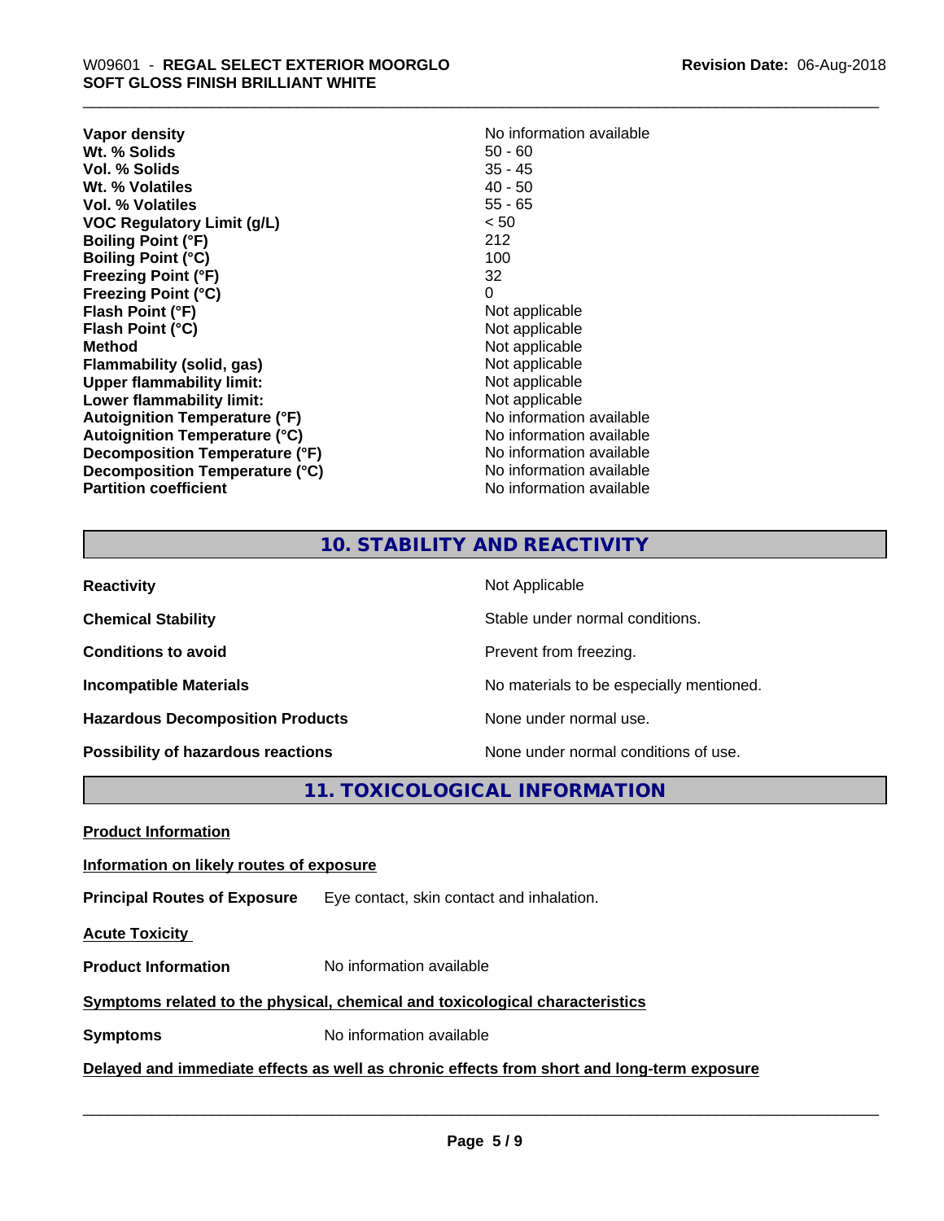| | |
|---|---|
| **Vapor density** | No information available |
| **Wt. % Solids** | 50 - 60 |
| **Vol. % Solids** | 35 - 45 |
| **Wt. % Volatiles** | 40 - 50 |
| **Vol. % Volatiles** | 55 - 65 |
| **VOC Regulatory Limit (g/L)** | < 50 |
| **Boiling Point (°F)** | 212 |
| **Boiling Point (°C)** | 100 |
| **Freezing Point (°F)** | 32 |
| **Freezing Point (°C)** | 0 |
| **Flash Point (°F)** | Not applicable |
| **Flash Point (°C)** | Not applicable |
| **Method** | Not applicable |
| **Flammability (solid, gas)** | Not applicable |
| **Upper flammability limit:** | Not applicable |
| **Lower flammability limit:** | Not applicable |
| **Autoignition Temperature (°F)** | No information available |
| **Autoignition Temperature (°C)** | No information available |
| **Decomposition Temperature (°F)** | No information available |
| **Decomposition Temperature (°C)** | No information available |
| **Partition coefficient** | No information available |

## 10. STABILITY AND REACTIVITY

| | |
|---|---|
| **Reactivity** | Not Applicable |
| **Chemical Stability** | Stable under normal conditions. |
| **Conditions to avoid** | Prevent from freezing. |
| **Incompatible Materials** | No materials to be especially mentioned. |
| **Hazardous Decomposition Products** | None under normal use. |
| **Possibility of hazardous reactions** | None under normal conditions of use. |

## 11. TOXICOLOGICAL INFORMATION

**Product Information**

**Information on likely routes of exposure**

**Principal Routes of Exposure** Eye contact, skin contact and inhalation.

**Acute Toxicity**

**Product Information** No information available

**Symptoms related to the physical, chemical and toxicological characteristics**

**Symptoms** No information available

**Delayed and immediate effects as well as chronic effects from short and long-term exposure**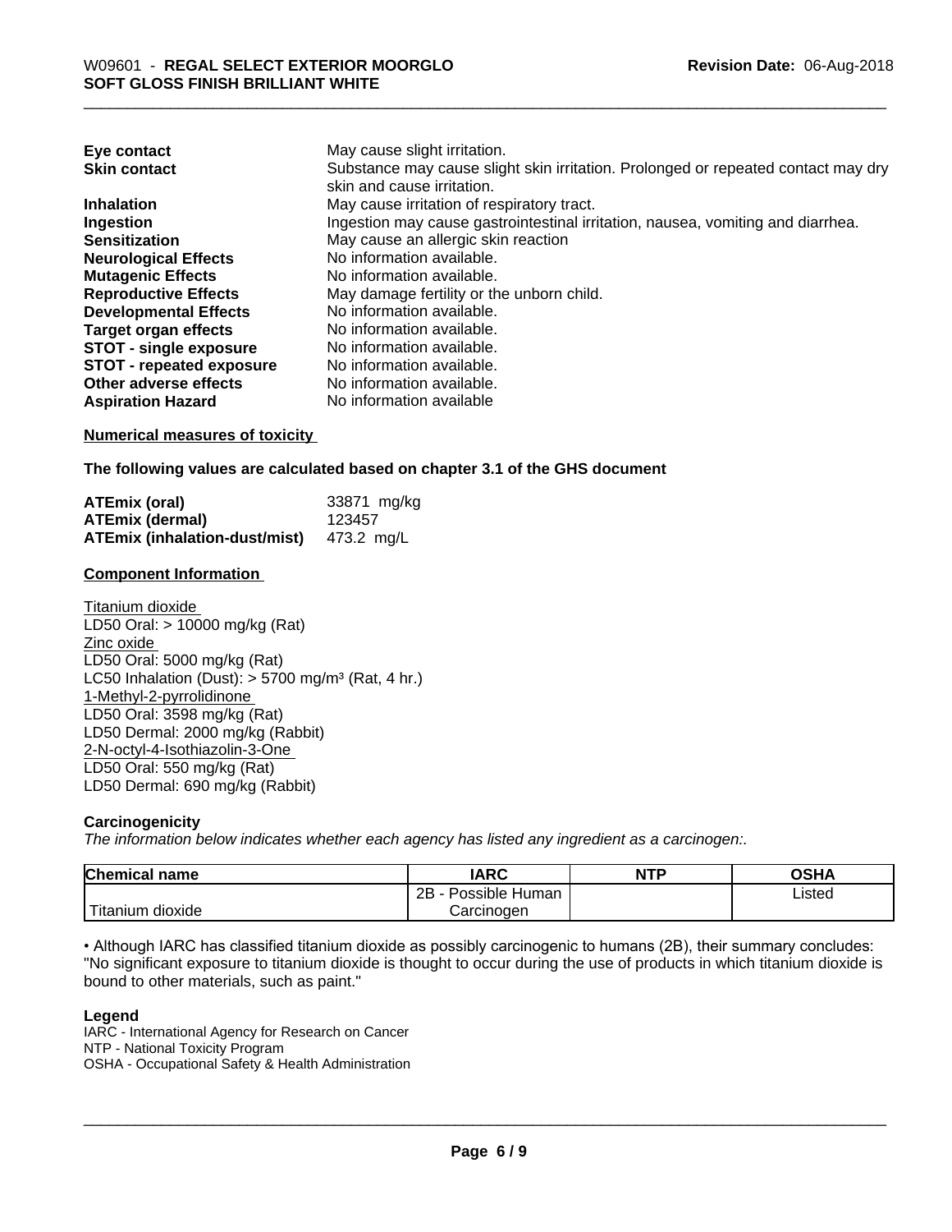| | |
|---|---|
| **Eye contact** | May cause slight irritation. |
| **Skin contact** | Substance may cause slight skin irritation. Prolonged or repeated contact may dry skin and cause irritation. |
| **Inhalation** | May cause irritation of respiratory tract. |
| **Ingestion** | Ingestion may cause gastrointestinal irritation, nausea, vomiting and diarrhea. |
| **Sensitization** | May cause an allergic skin reaction |
| **Neurological Effects** | No information available. |
| **Mutagenic Effects** | No information available. |
| **Reproductive Effects** | May damage fertility or the unborn child. |
| **Developmental Effects** | No information available. |
| **Target organ effects** | No information available. |
| **STOT - single exposure** | No information available. |
| **STOT - repeated exposure** | No information available. |
| **Other adverse effects** | No information available. |
| **Aspiration Hazard** | No information available |

**Numerical measures of toxicity**

**The following values are calculated based on chapter 3.1 of the GHS document**

| | |
|---|---|
| **ATEmix (oral)** | 33871 mg/kg |
| **ATEmix (dermal)** | 123457 |
| **ATEmix (inhalation-dust/mist)** | 473.2 mg/L |

**Component Information**

Titanium dioxide
LD50 Oral: > 10000 mg/kg (Rat)
Zinc oxide
LD50 Oral: 5000 mg/kg (Rat)
LC50 Inhalation (Dust): > 5700 mg/m³ (Rat, 4 hr.)
1-Methyl-2-pyrrolidinone
LD50 Oral: 3598 mg/kg (Rat)
LD50 Dermal: 2000 mg/kg (Rabbit)
2-N-octyl-4-Isothiazolin-3-One
LD50 Oral: 550 mg/kg (Rat)
LD50 Dermal: 690 mg/kg (Rabbit)

**Carcinogenicity**

*The information below indicates whether each agency has listed any ingredient as a carcinogen:.*

| Chemical name | IARC | NTP | OSHA |
|---|---|---|---|
| Titanium dioxide | 2B - Possible Human Carcinogen | | Listed |

• Although IARC has classified titanium dioxide as possibly carcinogenic to humans (2B), their summary concludes: "No significant exposure to titanium dioxide is thought to occur during the use of products in which titanium dioxide is bound to other materials, such as paint."

**Legend**

IARC - International Agency for Research on Cancer
NTP - National Toxicity Program
OSHA - Occupational Safety & Health Administration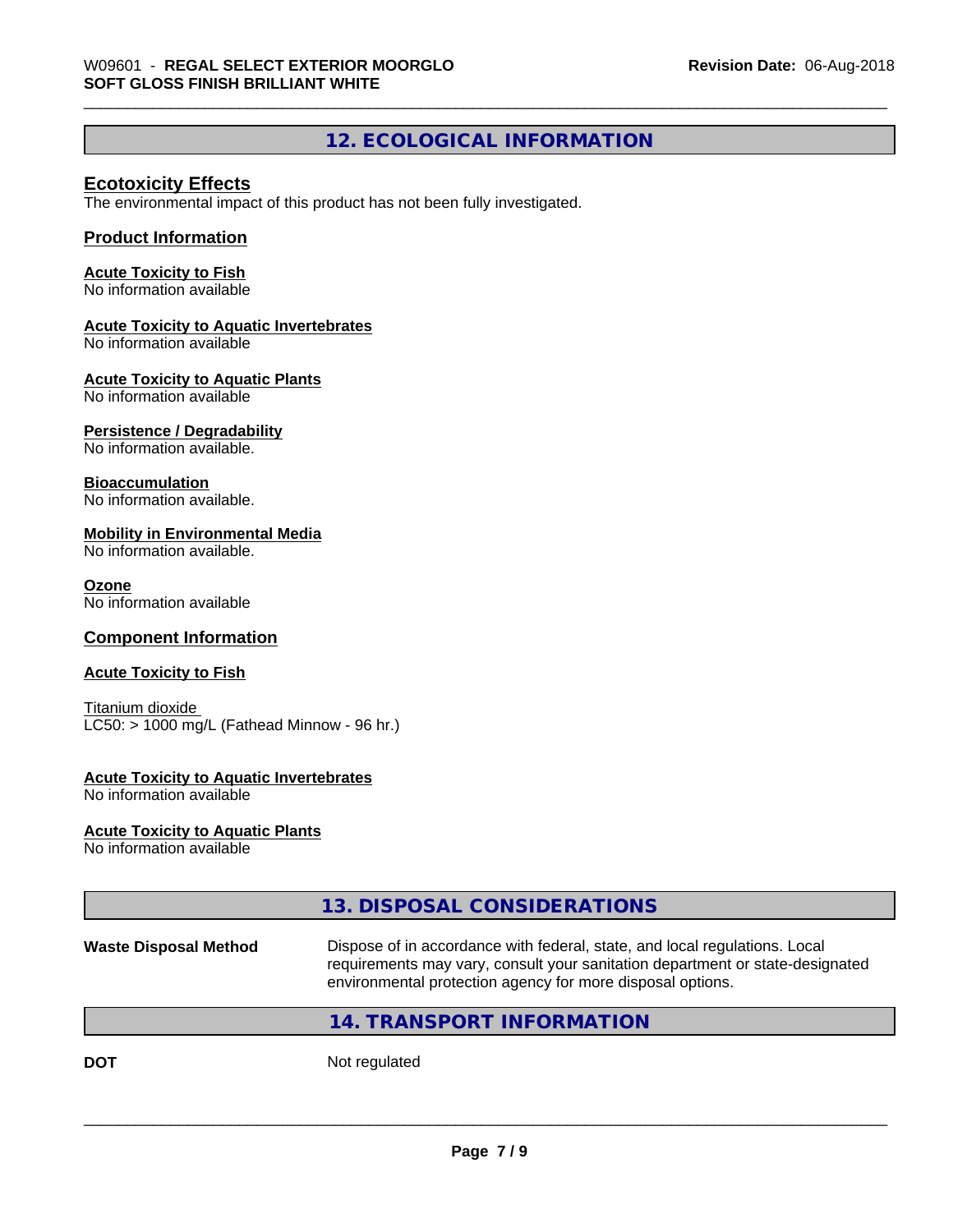## 12. ECOLOGICAL INFORMATION

### Ecotoxicity Effects

The environmental impact of this product has not been fully investigated.

### Product Information

**Acute Toxicity to Fish**
No information available

**Acute Toxicity to Aquatic Invertebrates**
No information available

**Acute Toxicity to Aquatic Plants**
No information available

**Persistence / Degradability**
No information available.

**Bioaccumulation**
No information available.

**Mobility in Environmental Media**
No information available.

**Ozone**
No information available

### Component Information

**Acute Toxicity to Fish**

Titanium dioxide
LC50: > 1000 mg/L (Fathead Minnow - 96 hr.)

**Acute Toxicity to Aquatic Invertebrates**
No information available

**Acute Toxicity to Aquatic Plants**
No information available

## 13. DISPOSAL CONSIDERATIONS

**Waste Disposal Method** Dispose of in accordance with federal, state, and local regulations. Local requirements may vary, consult your sanitation department or state-designated environmental protection agency for more disposal options.

## 14. TRANSPORT INFORMATION

**DOT** Not regulated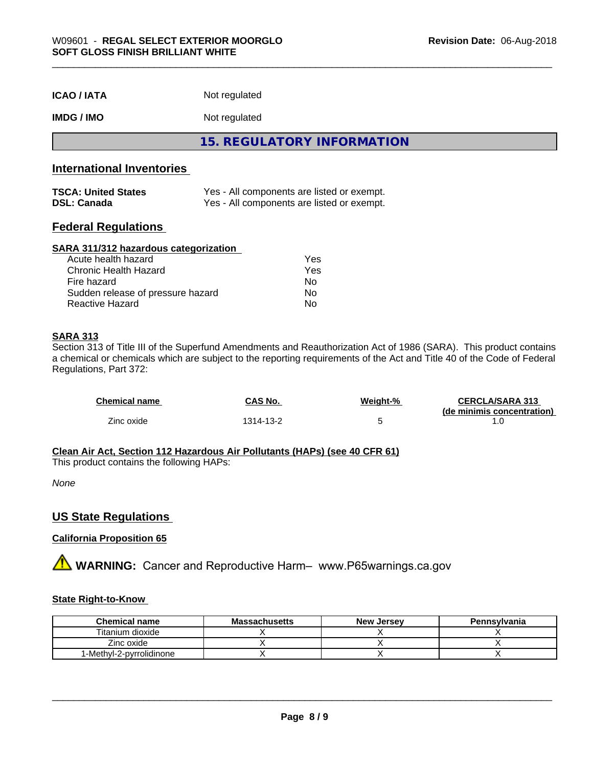| | |
|---|---|
| **ICAO / IATA** | Not regulated |
| **IMDG / IMO** | Not regulated |

# 15. REGULATORY INFORMATION

## International Inventories

| | |
|---|---|
| **TSCA: United States** | Yes - All components are listed or exempt. |
| **DSL: Canada** | Yes - All components are listed or exempt. |

## Federal Regulations

### SARA 311/312 hazardous categorization

| | |
|---|---|
| Acute health hazard | Yes |
| Chronic Health Hazard | Yes |
| Fire hazard | No |
| Sudden release of pressure hazard | No |
| Reactive Hazard | No |

### SARA 313

Section 313 of Title III of the Superfund Amendments and Reauthorization Act of 1986 (SARA). This product contains a chemical or chemicals which are subject to the reporting requirements of the Act and Title 40 of the Code of Federal Regulations, Part 372:

| Chemical name | CAS No. | Weight-% | CERCLA/SARA 313 (de minimis concentration) |
|---|---|---|---|
| Zinc oxide | 1314-13-2 | 5 | 1.0 |

### Clean Air Act, Section 112 Hazardous Air Pollutants (HAPs) (see 40 CFR 61)

This product contains the following HAPs:

*None*

## US State Regulations

### California Proposition 65

⚠ **WARNING:** Cancer and Reproductive Harm– www.P65warnings.ca.gov

### State Right-to-Know

| Chemical name | Massachusetts | New Jersey | Pennsylvania |
|---|---|---|---|
| Titanium dioxide | X | X | X |
| Zinc oxide | X | X | X |
| 1-Methyl-2-pyrrolidinone | X | X | X |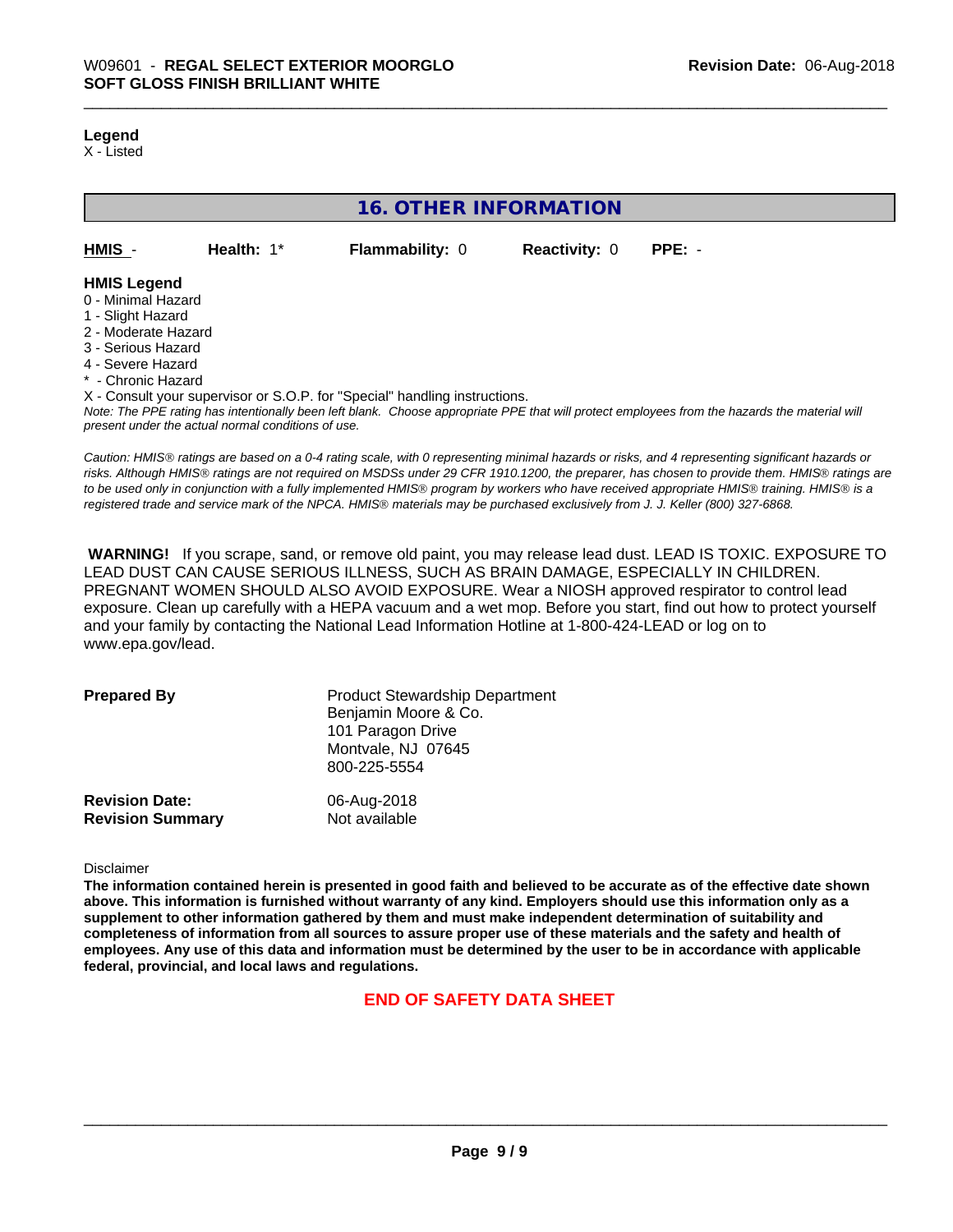**Legend**
X - Listed

## 16. OTHER INFORMATION

| HMIS - | Health: 1* | Flammability: 0 | Reactivity: 0 | PPE: - |
|---|---|---|---|---|

**HMIS Legend**
0 - Minimal Hazard
1 - Slight Hazard
2 - Moderate Hazard
3 - Serious Hazard
4 - Severe Hazard
* - Chronic Hazard
X - Consult your supervisor or S.O.P. for "Special" handling instructions.

*Note: The PPE rating has intentionally been left blank. Choose appropriate PPE that will protect employees from the hazards the material will present under the actual normal conditions of use.*

*Caution: HMIS® ratings are based on a 0-4 rating scale, with 0 representing minimal hazards or risks, and 4 representing significant hazards or risks. Although HMIS® ratings are not required on MSDSs under 29 CFR 1910.1200, the preparer, has chosen to provide them. HMIS® ratings are to be used only in conjunction with a fully implemented HMIS® program by workers who have received appropriate HMIS® training. HMIS® is a registered trade and service mark of the NPCA. HMIS® materials may be purchased exclusively from J. J. Keller (800) 327-6868.*

**WARNING!** If you scrape, sand, or remove old paint, you may release lead dust. LEAD IS TOXIC. EXPOSURE TO LEAD DUST CAN CAUSE SERIOUS ILLNESS, SUCH AS BRAIN DAMAGE, ESPECIALLY IN CHILDREN. PREGNANT WOMEN SHOULD ALSO AVOID EXPOSURE. Wear a NIOSH approved respirator to control lead exposure. Clean up carefully with a HEPA vacuum and a wet mop. Before you start, find out how to protect yourself and your family by contacting the National Lead Information Hotline at 1-800-424-LEAD or log on to www.epa.gov/lead.

**Prepared By**
Product Stewardship Department
Benjamin Moore & Co.
101 Paragon Drive
Montvale, NJ 07645
800-225-5554

**Revision Date:** 06-Aug-2018
**Revision Summary** Not available

Disclaimer

**The information contained herein is presented in good faith and believed to be accurate as of the effective date shown above. This information is furnished without warranty of any kind. Employers should use this information only as a supplement to other information gathered by them and must make independent determination of suitability and completeness of information from all sources to assure proper use of these materials and the safety and health of employees. Any use of this data and information must be determined by the user to be in accordance with applicable federal, provincial, and local laws and regulations.**

**END OF SAFETY DATA SHEET**